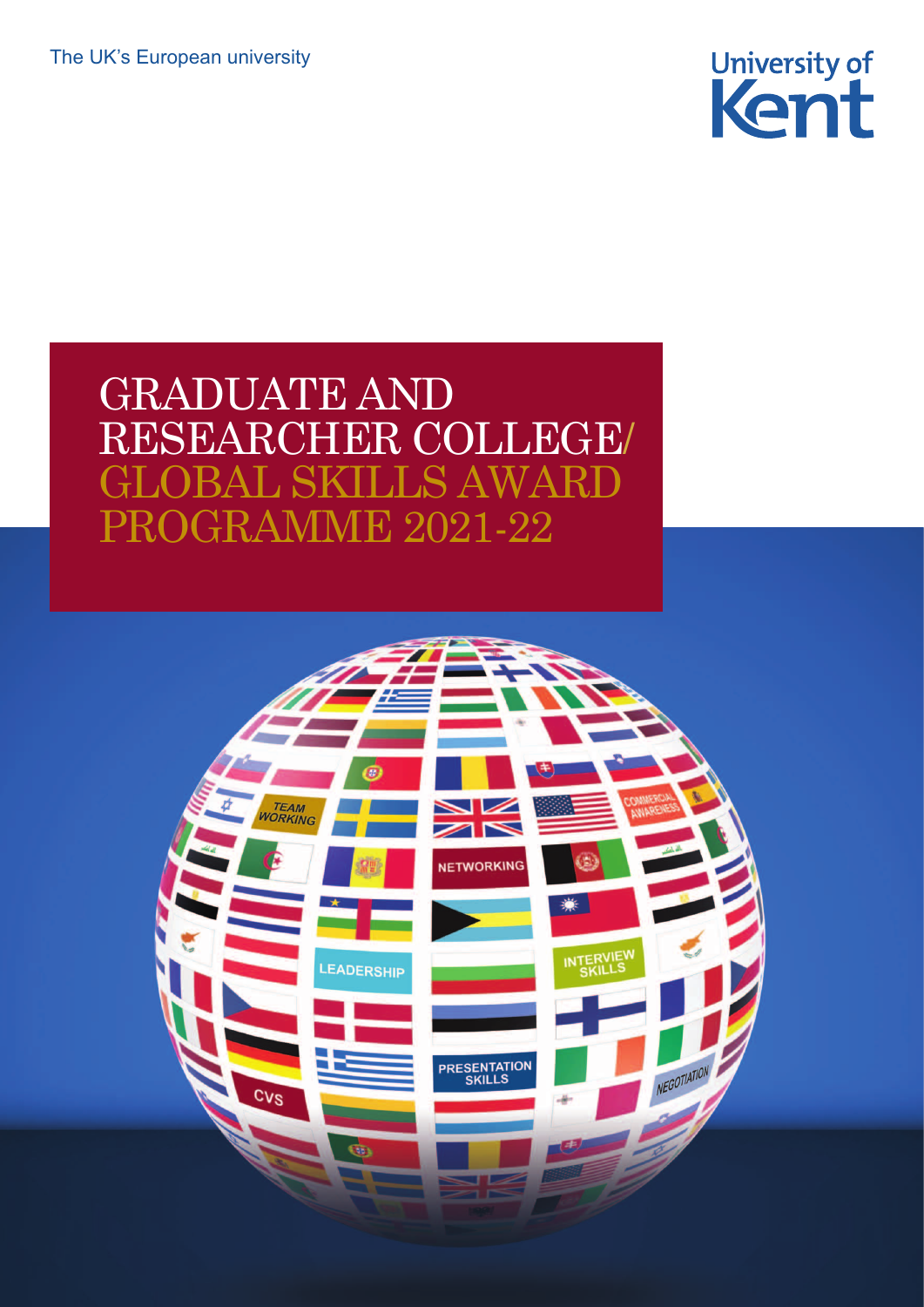The UK's European university

University of Kent

# GRADUATE AND RESEARCHER COLLEGE/ GLOBAL SKILLS AWARD PROGRAMME 2021-22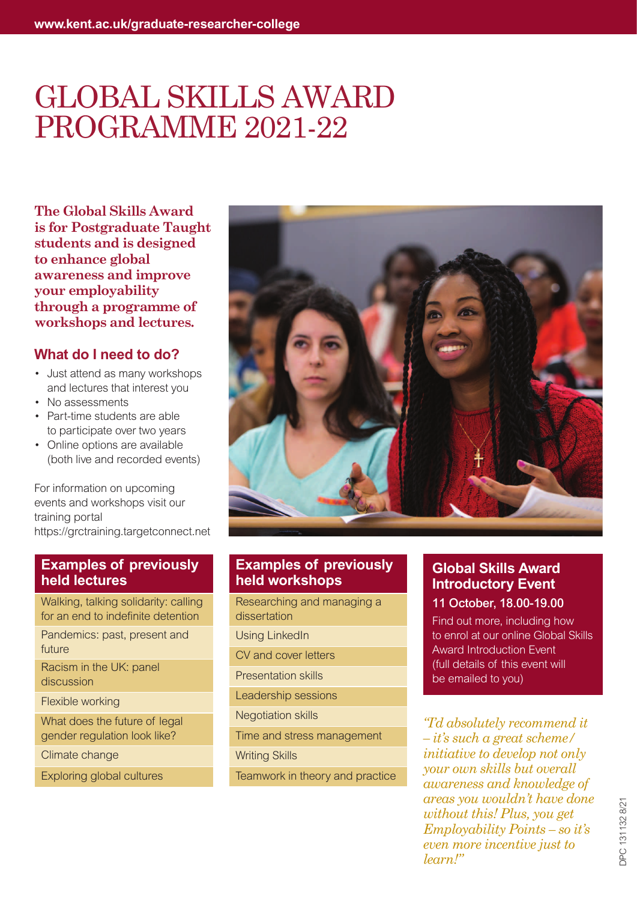www.kent.ac.uk/graduate-researcher-college

# GLOBAL SKILLS AWARD PROGRAMME 2021-22

**The Global Skills Award is for Postgraduate Taught students and is designed to enhance global awareness and improve your employability through a programme of workshops and lectures.**

## What do I need to do?

- Just attend as many workshops and lectures that interest you
- No assessments
- Part-time students are able to participate over two years
- Online options are available (both live and recorded events)

For information on upcoming events and workshops visit our training portal https://grctraining.targetconnect.net

## Examples of previously held lectures

| |
|---|
| Walking, talking solidarity: calling for an end to indefinite detention |
| Pandemics: past, present and future |
| Racism in the UK: panel discussion |
| Flexible working |
| What does the future of legal gender regulation look like? |
| Climate change |
| Exploring global cultures |

## Examples of previously held workshops

| |
|---|
| Researching and managing a dissertation |
| Using LinkedIn |
| CV and cover letters |
| Presentation skills |
| Leadership sessions |
| Negotiation skills |
| Time and stress management |
| Writing Skills |
| Teamwork in theory and practice |

## Global Skills Award Introductory Event

**11 October, 18.00-19.00**

Find out more, including how to enrol at our online Global Skills Award Introduction Event (full details of this event will be emailed to you)

*"I'd absolutely recommend it – it's such a great scheme/ initiative to develop not only your own skills but overall awareness and knowledge of areas you wouldn't have done without this! Plus, you get Employability Points – so it's even more incentive just to learn!"*

DPC 131132 8/21